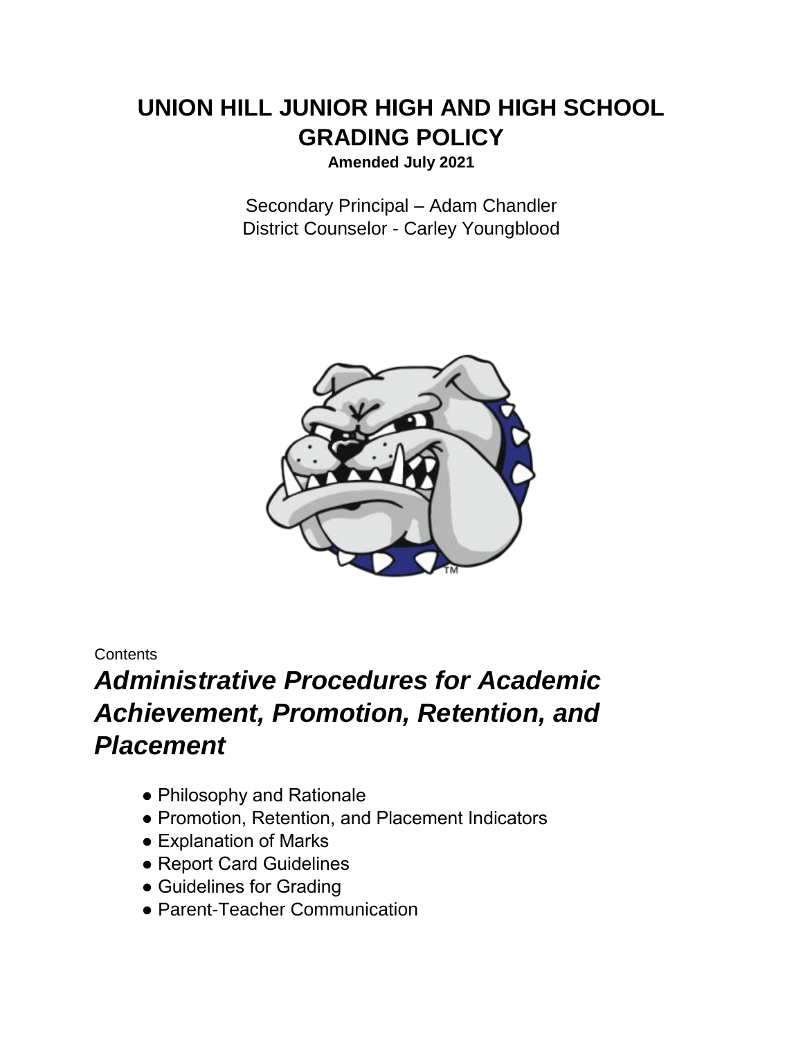# UNION HILL JUNIOR HIGH AND HIGH SCHOOL GRADING POLICY

**Amended July 2021**

Secondary Principal – Adam Chandler
District Counselor - Carley Youngblood

Contents

## *Administrative Procedures for Academic Achievement, Promotion, Retention, and Placement*

- Philosophy and Rationale
- Promotion, Retention, and Placement Indicators
- Explanation of Marks
- Report Card Guidelines
- Guidelines for Grading
- Parent-Teacher Communication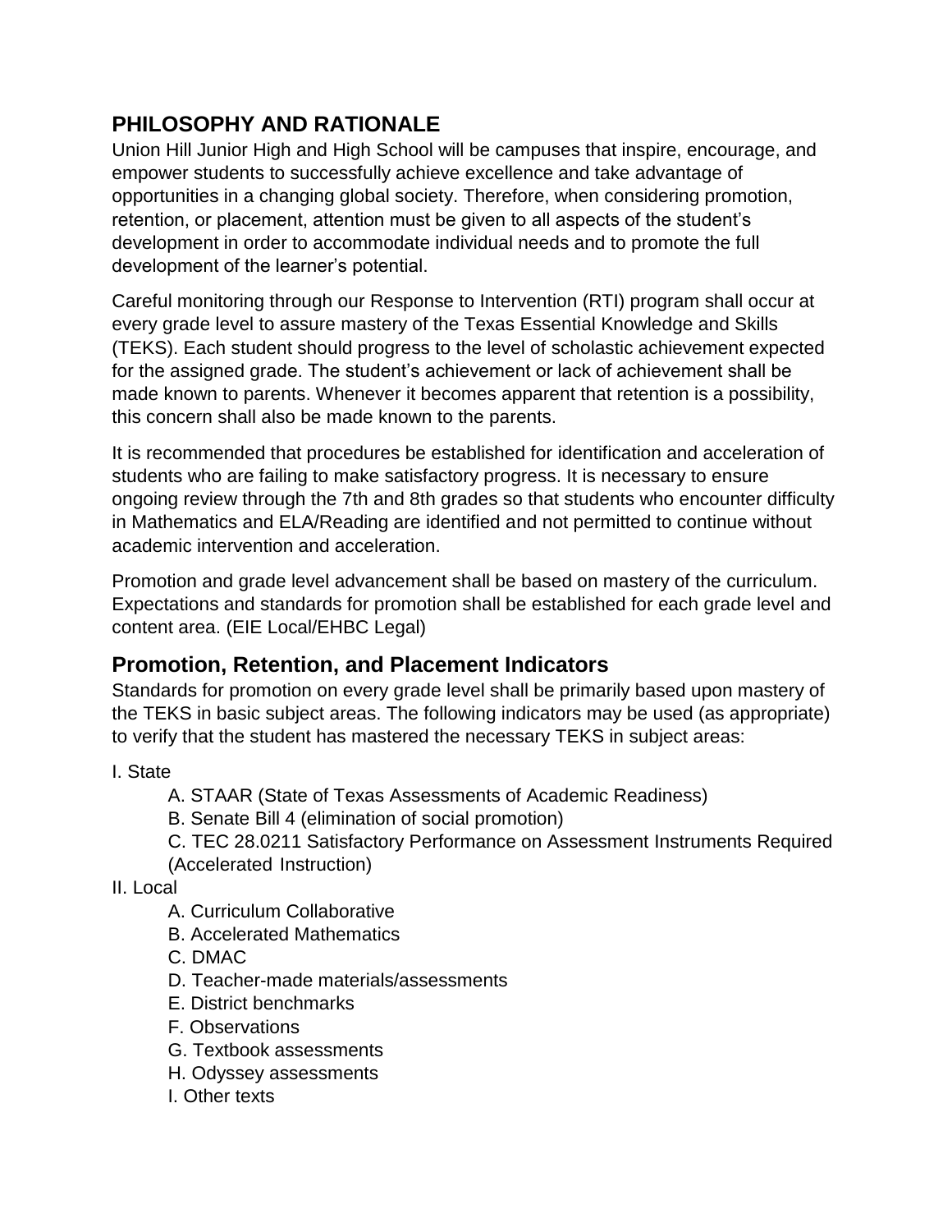## PHILOSOPHY AND RATIONALE

Union Hill Junior High and High School will be campuses that inspire, encourage, and empower students to successfully achieve excellence and take advantage of opportunities in a changing global society. Therefore, when considering promotion, retention, or placement, attention must be given to all aspects of the student's development in order to accommodate individual needs and to promote the full development of the learner's potential.

Careful monitoring through our Response to Intervention (RTI) program shall occur at every grade level to assure mastery of the Texas Essential Knowledge and Skills (TEKS). Each student should progress to the level of scholastic achievement expected for the assigned grade. The student's achievement or lack of achievement shall be made known to parents. Whenever it becomes apparent that retention is a possibility, this concern shall also be made known to the parents.

It is recommended that procedures be established for identification and acceleration of students who are failing to make satisfactory progress. It is necessary to ensure ongoing review through the 7th and 8th grades so that students who encounter difficulty in Mathematics and ELA/Reading are identified and not permitted to continue without academic intervention and acceleration.

Promotion and grade level advancement shall be based on mastery of the curriculum. Expectations and standards for promotion shall be established for each grade level and content area. (EIE Local/EHBC Legal)

## Promotion, Retention, and Placement Indicators

Standards for promotion on every grade level shall be primarily based upon mastery of the TEKS in basic subject areas. The following indicators may be used (as appropriate) to verify that the student has mastered the necessary TEKS in subject areas:

I. State
- A. STAAR (State of Texas Assessments of Academic Readiness)
- B. Senate Bill 4 (elimination of social promotion)
- C. TEC 28.0211 Satisfactory Performance on Assessment Instruments Required (Accelerated Instruction)

II. Local
- A. Curriculum Collaborative
- B. Accelerated Mathematics
- C. DMAC
- D. Teacher-made materials/assessments
- E. District benchmarks
- F. Observations
- G. Textbook assessments
- H. Odyssey assessments
- I. Other texts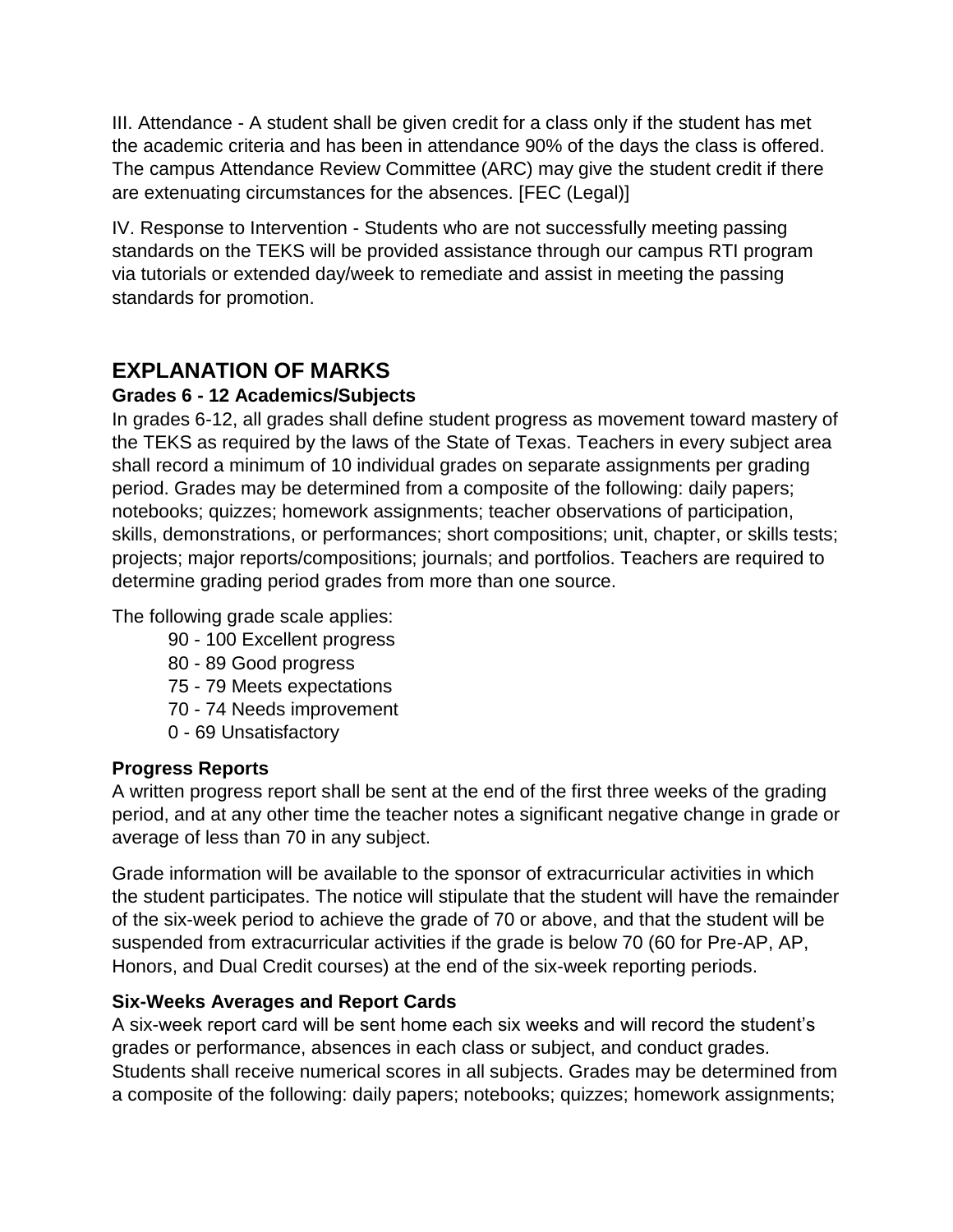III. Attendance - A student shall be given credit for a class only if the student has met the academic criteria and has been in attendance 90% of the days the class is offered. The campus Attendance Review Committee (ARC) may give the student credit if there are extenuating circumstances for the absences. [FEC (Legal)]

IV. Response to Intervention - Students who are not successfully meeting passing standards on the TEKS will be provided assistance through our campus RTI program via tutorials or extended day/week to remediate and assist in meeting the passing standards for promotion.

## EXPLANATION OF MARKS

### Grades 6 - 12 Academics/Subjects

In grades 6-12, all grades shall define student progress as movement toward mastery of the TEKS as required by the laws of the State of Texas. Teachers in every subject area shall record a minimum of 10 individual grades on separate assignments per grading period. Grades may be determined from a composite of the following: daily papers; notebooks; quizzes; homework assignments; teacher observations of participation, skills, demonstrations, or performances; short compositions; unit, chapter, or skills tests; projects; major reports/compositions; journals; and portfolios. Teachers are required to determine grading period grades from more than one source.

The following grade scale applies:

- 90 - 100 Excellent progress
- 80 - 89 Good progress
- 75 - 79 Meets expectations
- 70 - 74 Needs improvement
- 0 - 69 Unsatisfactory

### Progress Reports

A written progress report shall be sent at the end of the first three weeks of the grading period, and at any other time the teacher notes a significant negative change in grade or average of less than 70 in any subject.

Grade information will be available to the sponsor of extracurricular activities in which the student participates. The notice will stipulate that the student will have the remainder of the six-week period to achieve the grade of 70 or above, and that the student will be suspended from extracurricular activities if the grade is below 70 (60 for Pre-AP, AP, Honors, and Dual Credit courses) at the end of the six-week reporting periods.

### Six-Weeks Averages and Report Cards

A six-week report card will be sent home each six weeks and will record the student's grades or performance, absences in each class or subject, and conduct grades. Students shall receive numerical scores in all subjects. Grades may be determined from a composite of the following: daily papers; notebooks; quizzes; homework assignments;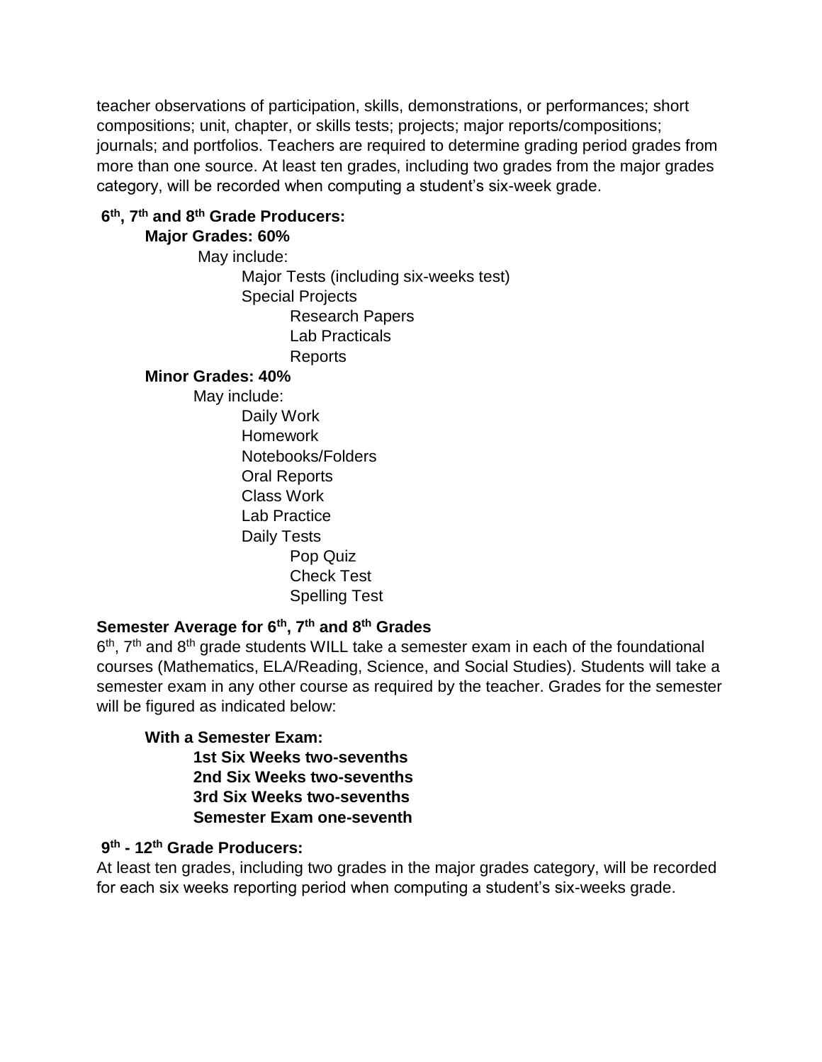teacher observations of participation, skills, demonstrations, or performances; short compositions; unit, chapter, or skills tests; projects; major reports/compositions; journals; and portfolios. Teachers are required to determine grading period grades from more than one source. At least ten grades, including two grades from the major grades category, will be recorded when computing a student's six-week grade.

**6th, 7th and 8th Grade Producers:**

**Major Grades: 60%**

May include:

- Major Tests (including six-weeks test)
- Special Projects
  - Research Papers
  - Lab Practicals
  - Reports

**Minor Grades: 40%**

May include:

- Daily Work
- Homework
- Notebooks/Folders
- Oral Reports
- Class Work
- Lab Practice
- Daily Tests
  - Pop Quiz
  - Check Test
  - Spelling Test

**Semester Average for 6th, 7th and 8th Grades**

6th, 7th and 8th grade students WILL take a semester exam in each of the foundational courses (Mathematics, ELA/Reading, Science, and Social Studies). Students will take a semester exam in any other course as required by the teacher. Grades for the semester will be figured as indicated below:

**With a Semester Exam:**

**1st Six Weeks two-sevenths**
**2nd Six Weeks two-sevenths**
**3rd Six Weeks two-sevenths**
**Semester Exam one-seventh**

**9th - 12th Grade Producers:**

At least ten grades, including two grades in the major grades category, will be recorded for each six weeks reporting period when computing a student's six-weeks grade.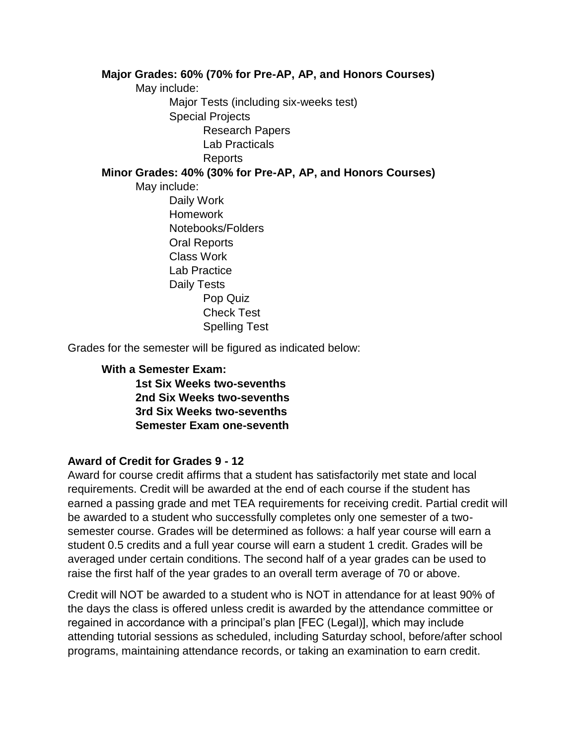**Major Grades: 60% (70% for Pre-AP, AP, and Honors Courses)**

- May include:
  - Major Tests (including six-weeks test)
  - Special Projects
    - Research Papers
    - Lab Practicals
    - Reports

**Minor Grades: 40% (30% for Pre-AP, AP, and Honors Courses)**

- May include:
  - Daily Work
  - Homework
  - Notebooks/Folders
  - Oral Reports
  - Class Work
  - Lab Practice
  - Daily Tests
    - Pop Quiz
    - Check Test
    - Spelling Test

Grades for the semester will be figured as indicated below:

**With a Semester Exam:**

- **1st Six Weeks two-sevenths**
- **2nd Six Weeks two-sevenths**
- **3rd Six Weeks two-sevenths**
- **Semester Exam one-seventh**

### Award of Credit for Grades 9 - 12

Award for course credit affirms that a student has satisfactorily met state and local requirements. Credit will be awarded at the end of each course if the student has earned a passing grade and met TEA requirements for receiving credit. Partial credit will be awarded to a student who successfully completes only one semester of a two-semester course. Grades will be determined as follows: a half year course will earn a student 0.5 credits and a full year course will earn a student 1 credit. Grades will be averaged under certain conditions. The second half of a year grades can be used to raise the first half of the year grades to an overall term average of 70 or above.

Credit will NOT be awarded to a student who is NOT in attendance for at least 90% of the days the class is offered unless credit is awarded by the attendance committee or regained in accordance with a principal's plan [FEC (Legal)], which may include attending tutorial sessions as scheduled, including Saturday school, before/after school programs, maintaining attendance records, or taking an examination to earn credit.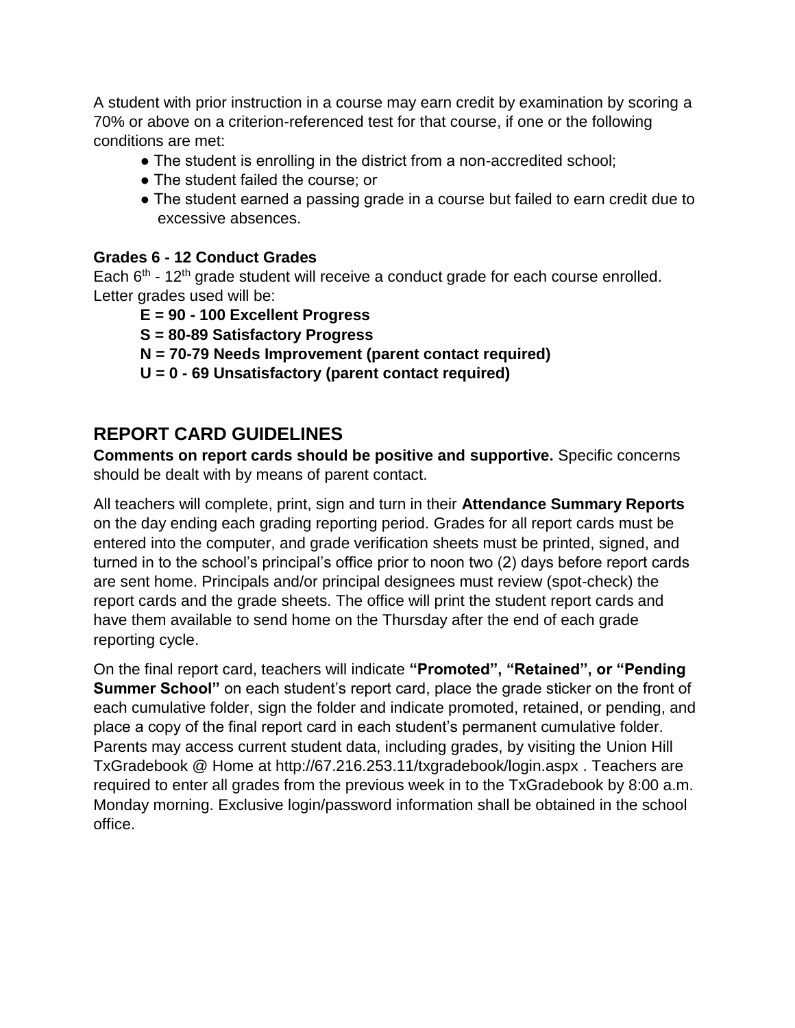A student with prior instruction in a course may earn credit by examination by scoring a 70% or above on a criterion-referenced test for that course, if one or the following conditions are met:

- The student is enrolling in the district from a non-accredited school;
- The student failed the course; or
- The student earned a passing grade in a course but failed to earn credit due to excessive absences.

**Grades 6 - 12 Conduct Grades**

Each 6th - 12th grade student will receive a conduct grade for each course enrolled. Letter grades used will be:

**E = 90 - 100 Excellent Progress**

**S = 80-89 Satisfactory Progress**

**N = 70-79 Needs Improvement (parent contact required)**

**U = 0 - 69 Unsatisfactory (parent contact required)**

## REPORT CARD GUIDELINES

**Comments on report cards should be positive and supportive.** Specific concerns should be dealt with by means of parent contact.

All teachers will complete, print, sign and turn in their **Attendance Summary Reports** on the day ending each grading reporting period. Grades for all report cards must be entered into the computer, and grade verification sheets must be printed, signed, and turned in to the school's principal's office prior to noon two (2) days before report cards are sent home. Principals and/or principal designees must review (spot-check) the report cards and the grade sheets. The office will print the student report cards and have them available to send home on the Thursday after the end of each grade reporting cycle.

On the final report card, teachers will indicate **"Promoted", "Retained", or "Pending Summer School"** on each student's report card, place the grade sticker on the front of each cumulative folder, sign the folder and indicate promoted, retained, or pending, and place a copy of the final report card in each student's permanent cumulative folder. Parents may access current student data, including grades, by visiting the Union Hill TxGradebook @ Home at http://67.216.253.11/txgradebook/login.aspx . Teachers are required to enter all grades from the previous week in to the TxGradebook by 8:00 a.m. Monday morning. Exclusive login/password information shall be obtained in the school office.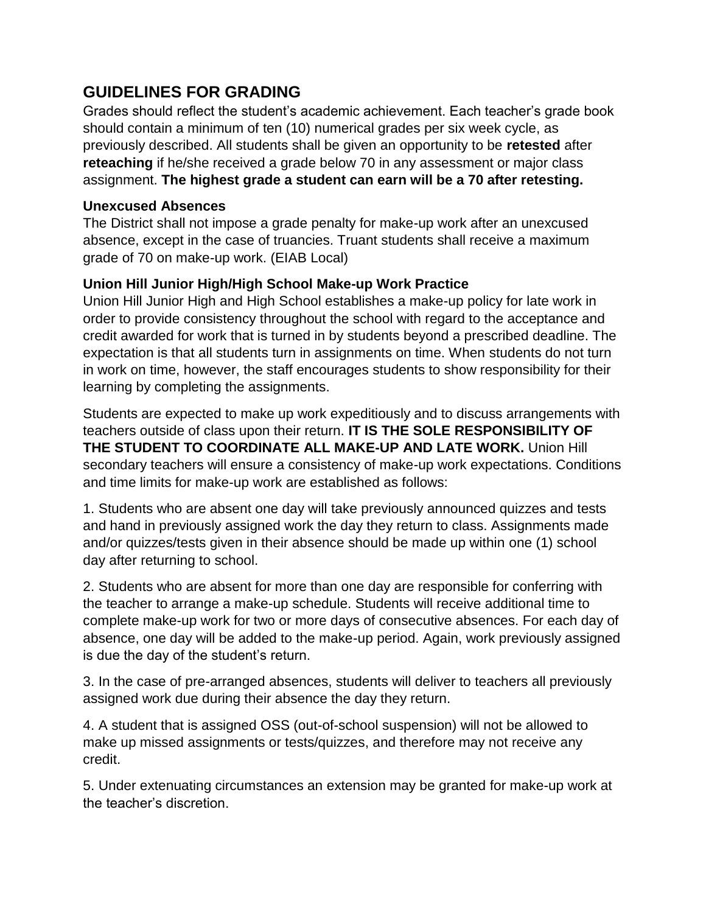## GUIDELINES FOR GRADING

Grades should reflect the student's academic achievement. Each teacher's grade book should contain a minimum of ten (10) numerical grades per six week cycle, as previously described. All students shall be given an opportunity to be **retested** after **reteaching** if he/she received a grade below 70 in any assessment or major class assignment. **The highest grade a student can earn will be a 70 after retesting.**

### Unexcused Absences

The District shall not impose a grade penalty for make-up work after an unexcused absence, except in the case of truancies. Truant students shall receive a maximum grade of 70 on make-up work. (EIAB Local)

### Union Hill Junior High/High School Make-up Work Practice

Union Hill Junior High and High School establishes a make-up policy for late work in order to provide consistency throughout the school with regard to the acceptance and credit awarded for work that is turned in by students beyond a prescribed deadline. The expectation is that all students turn in assignments on time. When students do not turn in work on time, however, the staff encourages students to show responsibility for their learning by completing the assignments.

Students are expected to make up work expeditiously and to discuss arrangements with teachers outside of class upon their return. **IT IS THE SOLE RESPONSIBILITY OF THE STUDENT TO COORDINATE ALL MAKE-UP AND LATE WORK.** Union Hill secondary teachers will ensure a consistency of make-up work expectations. Conditions and time limits for make-up work are established as follows:

1. Students who are absent one day will take previously announced quizzes and tests and hand in previously assigned work the day they return to class. Assignments made and/or quizzes/tests given in their absence should be made up within one (1) school day after returning to school.

2. Students who are absent for more than one day are responsible for conferring with the teacher to arrange a make-up schedule. Students will receive additional time to complete make-up work for two or more days of consecutive absences. For each day of absence, one day will be added to the make-up period. Again, work previously assigned is due the day of the student's return.

3. In the case of pre-arranged absences, students will deliver to teachers all previously assigned work due during their absence the day they return.

4. A student that is assigned OSS (out-of-school suspension) will not be allowed to make up missed assignments or tests/quizzes, and therefore may not receive any credit.

5. Under extenuating circumstances an extension may be granted for make-up work at the teacher's discretion.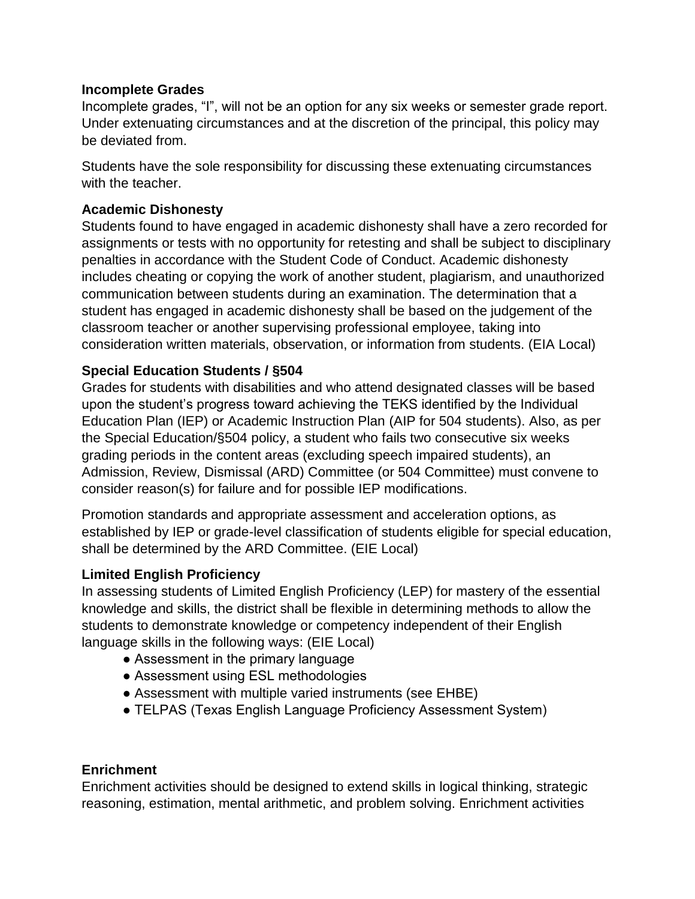**Incomplete Grades**

Incomplete grades, "I", will not be an option for any six weeks or semester grade report. Under extenuating circumstances and at the discretion of the principal, this policy may be deviated from.

Students have the sole responsibility for discussing these extenuating circumstances with the teacher.

**Academic Dishonesty**

Students found to have engaged in academic dishonesty shall have a zero recorded for assignments or tests with no opportunity for retesting and shall be subject to disciplinary penalties in accordance with the Student Code of Conduct. Academic dishonesty includes cheating or copying the work of another student, plagiarism, and unauthorized communication between students during an examination. The determination that a student has engaged in academic dishonesty shall be based on the judgement of the classroom teacher or another supervising professional employee, taking into consideration written materials, observation, or information from students. (EIA Local)

**Special Education Students / §504**

Grades for students with disabilities and who attend designated classes will be based upon the student's progress toward achieving the TEKS identified by the Individual Education Plan (IEP) or Academic Instruction Plan (AIP for 504 students). Also, as per the Special Education/§504 policy, a student who fails two consecutive six weeks grading periods in the content areas (excluding speech impaired students), an Admission, Review, Dismissal (ARD) Committee (or 504 Committee) must convene to consider reason(s) for failure and for possible IEP modifications.

Promotion standards and appropriate assessment and acceleration options, as established by IEP or grade-level classification of students eligible for special education, shall be determined by the ARD Committee. (EIE Local)

**Limited English Proficiency**

In assessing students of Limited English Proficiency (LEP) for mastery of the essential knowledge and skills, the district shall be flexible in determining methods to allow the students to demonstrate knowledge or competency independent of their English language skills in the following ways: (EIE Local)

- Assessment in the primary language
- Assessment using ESL methodologies
- Assessment with multiple varied instruments (see EHBE)
- TELPAS (Texas English Language Proficiency Assessment System)

**Enrichment**

Enrichment activities should be designed to extend skills in logical thinking, strategic reasoning, estimation, mental arithmetic, and problem solving. Enrichment activities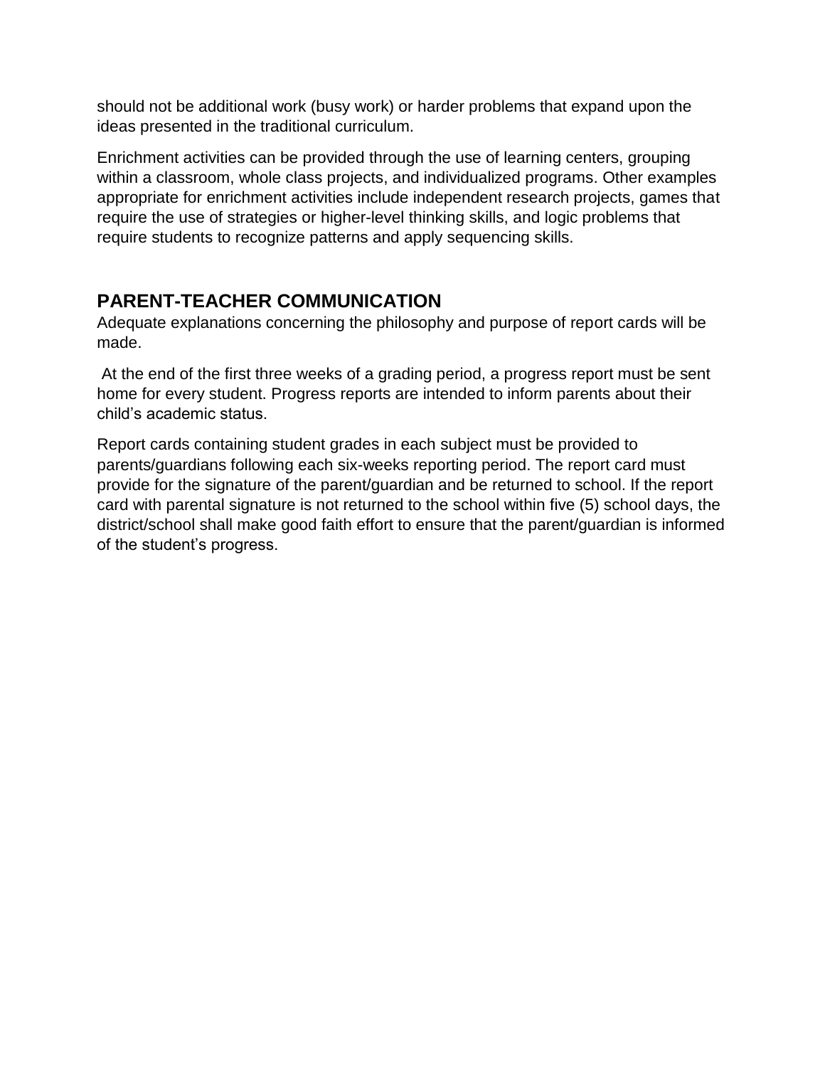should not be additional work (busy work) or harder problems that expand upon the ideas presented in the traditional curriculum.

Enrichment activities can be provided through the use of learning centers, grouping within a classroom, whole class projects, and individualized programs. Other examples appropriate for enrichment activities include independent research projects, games that require the use of strategies or higher-level thinking skills, and logic problems that require students to recognize patterns and apply sequencing skills.

## PARENT-TEACHER COMMUNICATION

Adequate explanations concerning the philosophy and purpose of report cards will be made.

At the end of the first three weeks of a grading period, a progress report must be sent home for every student. Progress reports are intended to inform parents about their child's academic status.

Report cards containing student grades in each subject must be provided to parents/guardians following each six-weeks reporting period. The report card must provide for the signature of the parent/guardian and be returned to school. If the report card with parental signature is not returned to the school within five (5) school days, the district/school shall make good faith effort to ensure that the parent/guardian is informed of the student's progress.